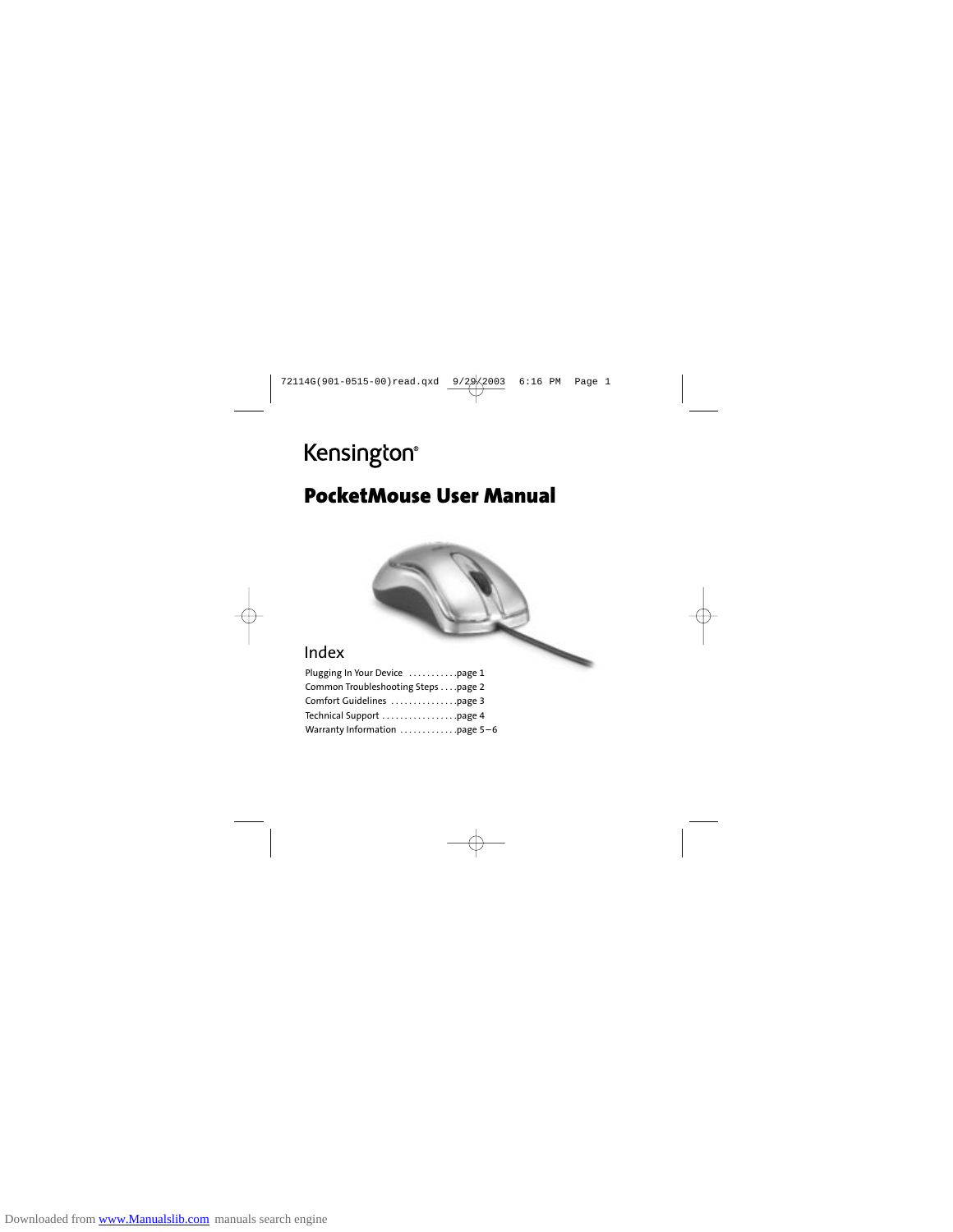Kensington®

# PocketMouse User Manual

## Index

Plugging In Your Device . . . . . . . . . . .page 1
Common Troubleshooting Steps . . . .page 2
Comfort Guidelines . . . . . . . . . . . . . . .page 3
Technical Support . . . . . . . . . . . . . . . . .page 4
Warranty Information . . . . . . . . . . . . .page 5–6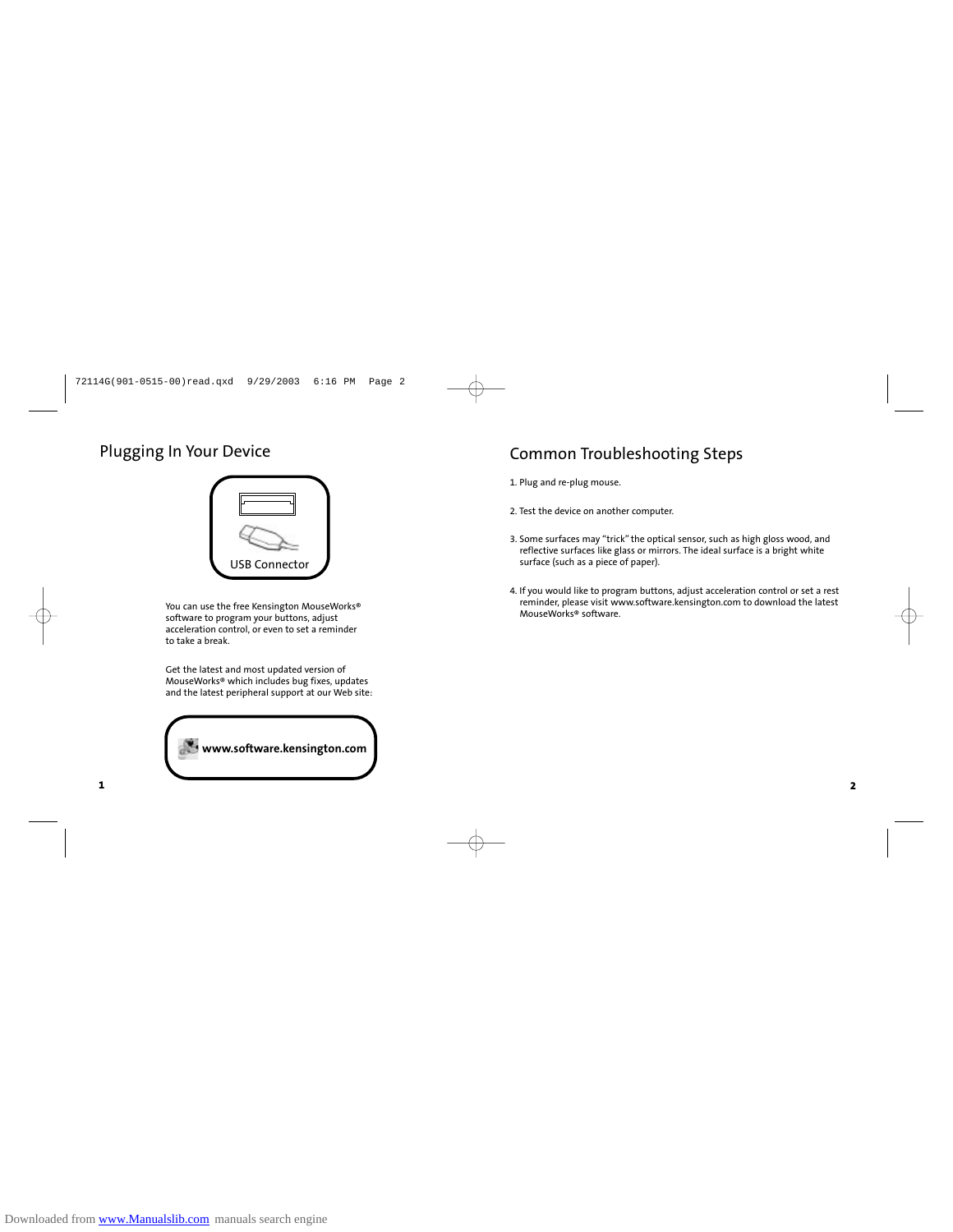## Plugging In Your Device

USB Connector

You can use the free Kensington MouseWorks® software to program your buttons, adjust acceleration control, or even to set a reminder to take a break.

Get the latest and most updated version of MouseWorks® which includes bug fixes, updates and the latest peripheral support at our Web site:

**www.software.kensington.com**

## Common Troubleshooting Steps

1. Plug and re-plug mouse.
2. Test the device on another computer.
3. Some surfaces may "trick" the optical sensor, such as high gloss wood, and reflective surfaces like glass or mirrors. The ideal surface is a bright white surface (such as a piece of paper).
4. If you would like to program buttons, adjust acceleration control or set a rest reminder, please visit www.software.kensington.com to download the latest MouseWorks® software.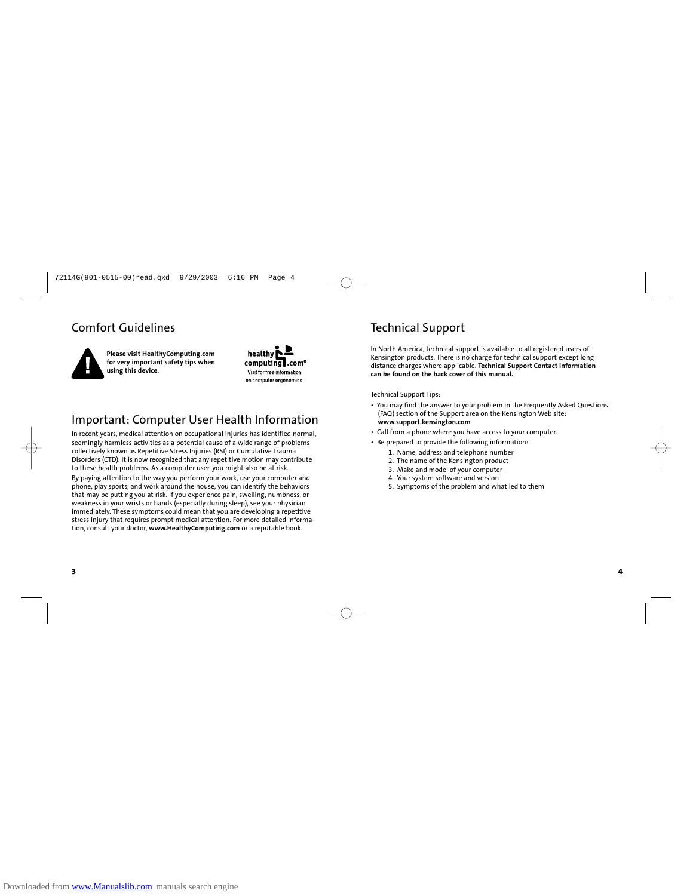## Comfort Guidelines

**Please visit HealthyComputing.com for very important safety tips when using this device.**

healthy computing.com® Visit for free information on computer ergonomics.

## Important: Computer User Health Information

In recent years, medical attention on occupational injuries has identified normal, seemingly harmless activities as a potential cause of a wide range of problems collectively known as Repetitive Stress Injuries (RSI) or Cumulative Trauma Disorders (CTD). It is now recognized that any repetitive motion may contribute to these health problems. As a computer user, you might also be at risk.

By paying attention to the way you perform your work, use your computer and phone, play sports, and work around the house, you can identify the behaviors that may be putting you at risk. If you experience pain, swelling, numbness, or weakness in your wrists or hands (especially during sleep), see your physician immediately. These symptoms could mean that you are developing a repetitive stress injury that requires prompt medical attention. For more detailed information, consult your doctor, **www.HealthyComputing.com** or a reputable book.

## Technical Support

In North America, technical support is available to all registered users of Kensington products. There is no charge for technical support except long distance charges where applicable. **Technical Support Contact information can be found on the back cover of this manual.**

Technical Support Tips:

- You may find the answer to your problem in the Frequently Asked Questions (FAQ) section of the Support area on the Kensington Web site: **www.support.kensington.com**
- Call from a phone where you have access to your computer.
- Be prepared to provide the following information:
  1. Name, address and telephone number
  2. The name of the Kensington product
  3. Make and model of your computer
  4. Your system software and version
  5. Symptoms of the problem and what led to them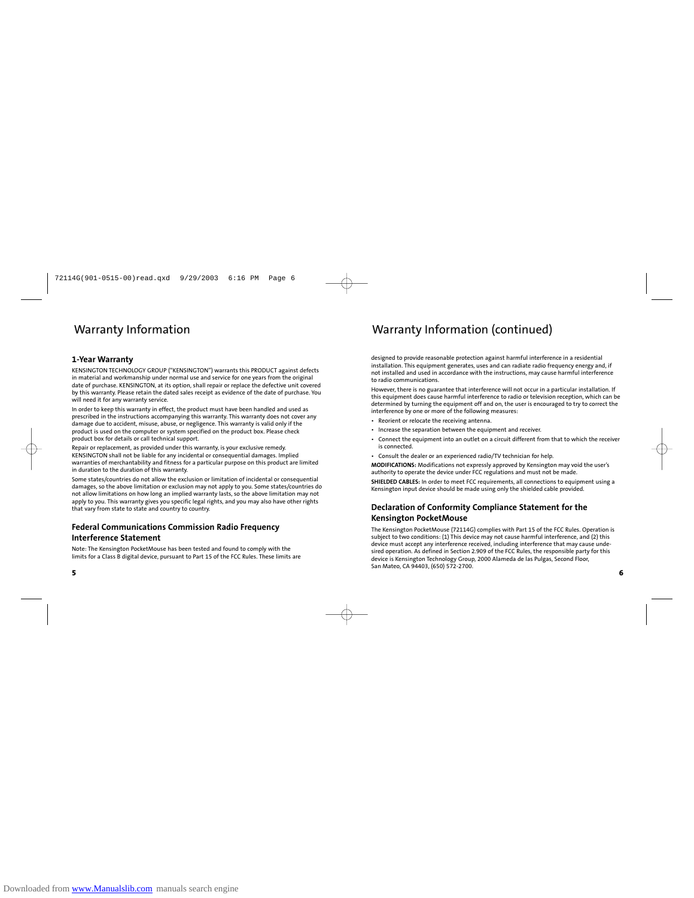# Warranty Information

## 1-Year Warranty

KENSINGTON TECHNOLOGY GROUP ("KENSINGTON") warrants this PRODUCT against defects in material and workmanship under normal use and service for one years from the original date of purchase. KENSINGTON, at its option, shall repair or replace the defective unit covered by this warranty. Please retain the dated sales receipt as evidence of the date of purchase. You will need it for any warranty service.

In order to keep this warranty in effect, the product must have been handled and used as prescribed in the instructions accompanying this warranty. This warranty does not cover any damage due to accident, misuse, abuse, or negligence. This warranty is valid only if the product is used on the computer or system specified on the product box. Please check product box for details or call technical support.

Repair or replacement, as provided under this warranty, is your exclusive remedy. KENSINGTON shall not be liable for any incidental or consequential damages. Implied warranties of merchantability and fitness for a particular purpose on this product are limited in duration to the duration of this warranty.

Some states/countries do not allow the exclusion or limitation of incidental or consequential damages, so the above limitation or exclusion may not apply to you. Some states/countries do not allow limitations on how long an implied warranty lasts, so the above limitation may not apply to you. This warranty gives you specific legal rights, and you may also have other rights that vary from state to state and country to country.

## Federal Communications Commission Radio Frequency Interference Statement

Note: The Kensington PocketMouse has been tested and found to comply with the limits for a Class B digital device, pursuant to Part 15 of the FCC Rules. These limits are designed to provide reasonable protection against harmful interference in a residential installation. This equipment generates, uses and can radiate radio frequency energy and, if not installed and used in accordance with the instructions, may cause harmful interference to radio communications.

However, there is no guarantee that interference will not occur in a particular installation. If this equipment does cause harmful interference to radio or television reception, which can be determined by turning the equipment off and on, the user is encouraged to try to correct the interference by one or more of the following measures:

- Reorient or relocate the receiving antenna.
- Increase the separation between the equipment and receiver.
- Connect the equipment into an outlet on a circuit different from that to which the receiver is connected.
- Consult the dealer or an experienced radio/TV technician for help.

**MODIFICATIONS:** Modifications not expressly approved by Kensington may void the user's authority to operate the device under FCC regulations and must not be made.

**SHIELDED CABLES:** In order to meet FCC requirements, all connections to equipment using a Kensington input device should be made using only the shielded cable provided.

## Declaration of Conformity Compliance Statement for the Kensington PocketMouse

The Kensington PocketMouse (72114G) complies with Part 15 of the FCC Rules. Operation is subject to two conditions: (1) This device may not cause harmful interference, and (2) this device must accept any interference received, including interference that may cause undesired operation. As defined in Section 2.909 of the FCC Rules, the responsible party for this device is Kensington Technology Group, 2000 Alameda de las Pulgas, Second Floor, San Mateo, CA 94403, (650) 572-2700.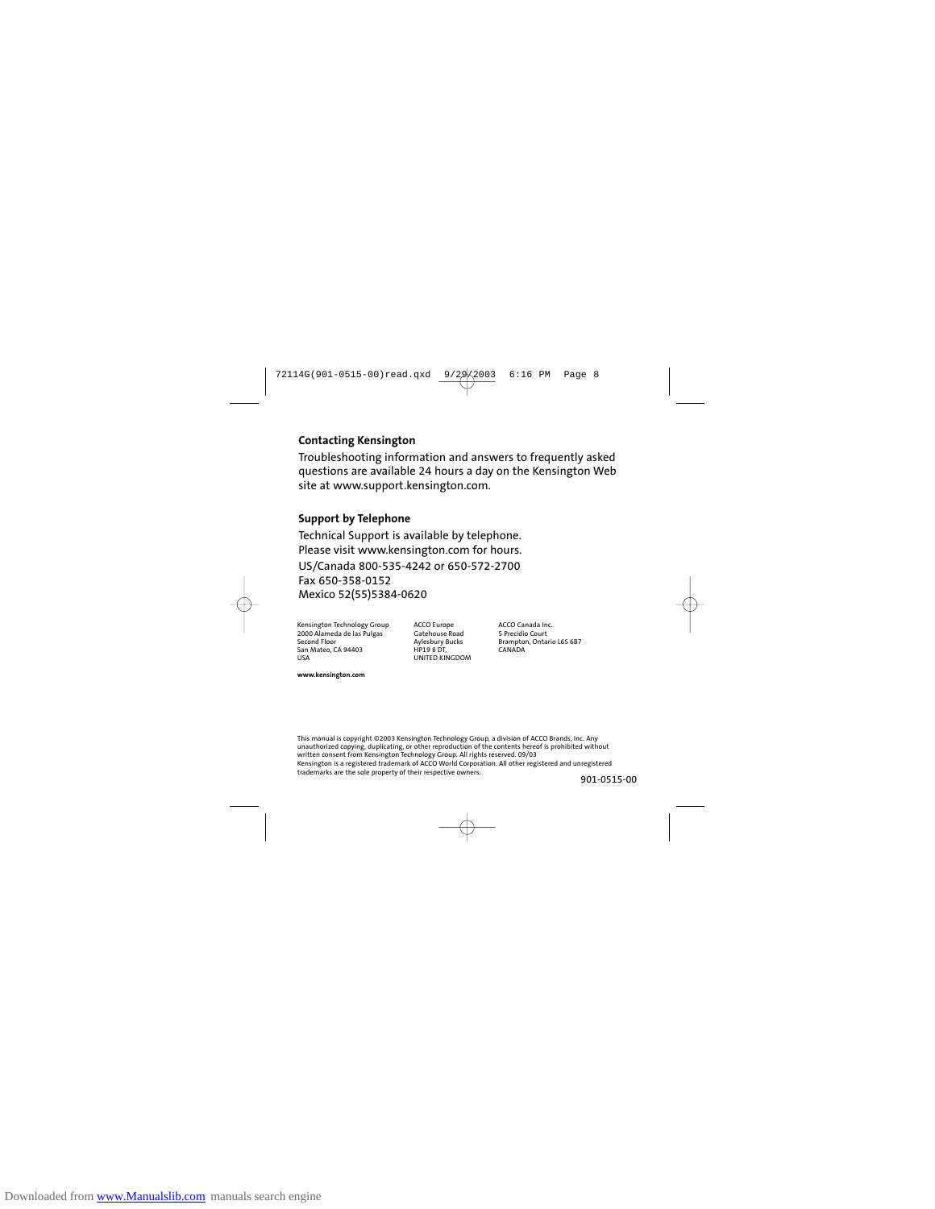## Contacting Kensington

Troubleshooting information and answers to frequently asked questions are available 24 hours a day on the Kensington Web site at www.support.kensington.com.

## Support by Telephone

Technical Support is available by telephone.
Please visit www.kensington.com for hours.

US/Canada 800-535-4242 or 650-572-2700
Fax 650-358-0152
Mexico 52(55)5384-0620

Kensington Technology Group
2000 Alameda de las Pulgas
Second Floor
San Mateo, CA 94403
USA

ACCO Europe
Gatehouse Road
Aylesbury Bucks
HP19 8 DT,
UNITED KINGDOM

ACCO Canada Inc.
5 Precidio Court
Brampton, Ontario L6S 6B7
CANADA

**www.kensington.com**

This manual is copyright ©2003 Kensington Technology Group, a division of ACCO Brands, Inc. Any unauthorized copying, duplicating, or other reproduction of the contents hereof is prohibited without written consent from Kensington Technology Group. All rights reserved. 09/03
Kensington is a registered trademark of ACCO World Corporation. All other registered and unregistered trademarks are the sole property of their respective owners.

901-0515-00